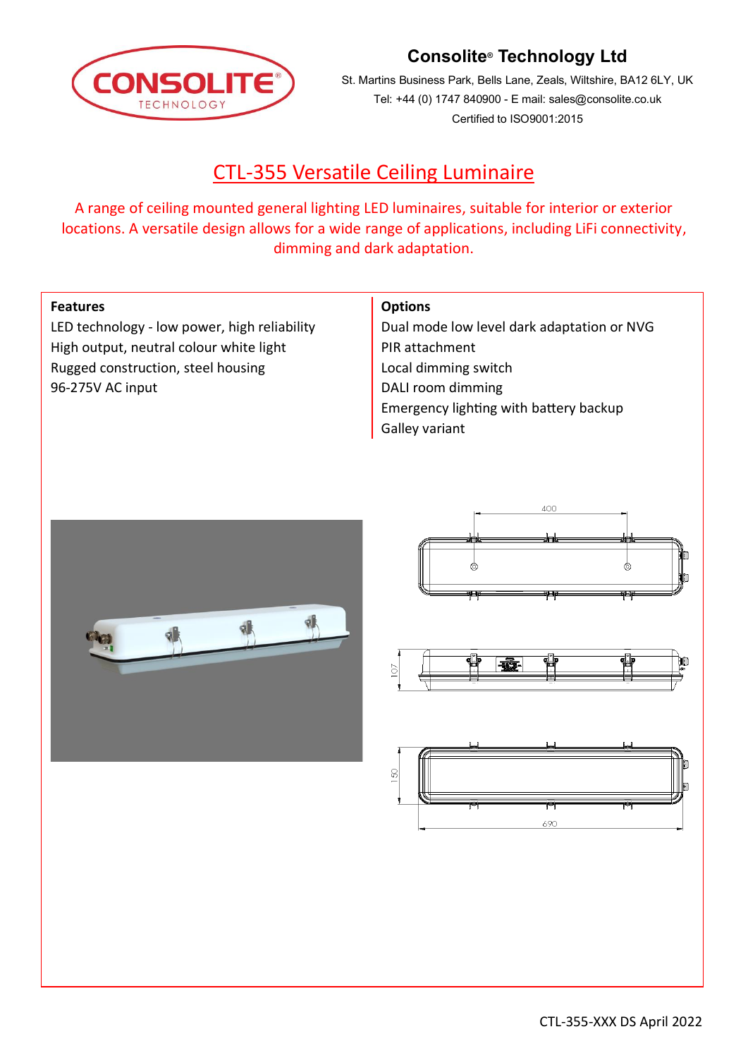**CONSOLITE®**
TECHNOLOGY

**Consolite® Technology Ltd**

St. Martins Business Park, Bells Lane, Zeals, Wiltshire, BA12 6LY, UK
Tel: +44 (0) 1747 840900 - E mail: sales@consolite.co.uk
Certified to ISO9001:2015

# CTL-355 Versatile Ceiling Luminaire

A range of ceiling mounted general lighting LED luminaires, suitable for interior or exterior locations. A versatile design allows for a wide range of applications, including LiFi connectivity, dimming and dark adaptation.

**Features**

LED technology - low power, high reliability
High output, neutral colour white light
Rugged construction, steel housing
96-275V AC input

**Options**

Dual mode low level dark adaptation or NVG
PIR attachment
Local dimming switch
DALI room dimming
Emergency lighting with battery backup
Galley variant

400

107

150

690

CTL-355-XXX DS April 2022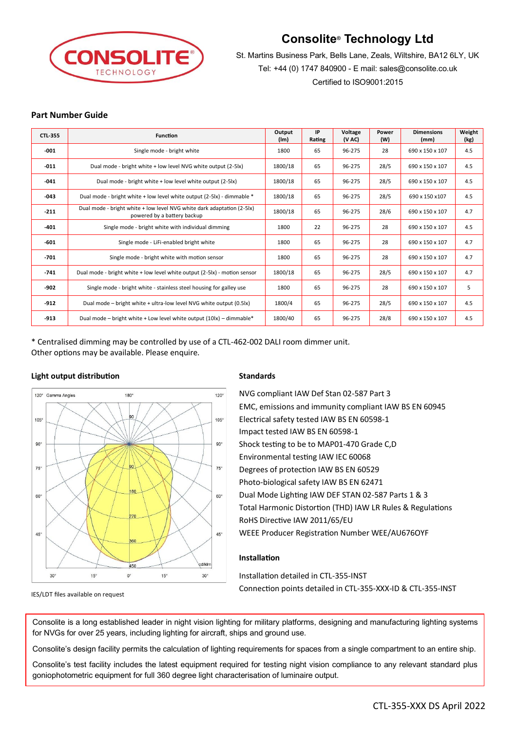## Consolite® Technology Ltd

St. Martins Business Park, Bells Lane, Zeals, Wiltshire, BA12 6LY, UK
Tel: +44 (0) 1747 840900 - E mail: sales@consolite.co.uk
Certified to ISO9001:2015

### Part Number Guide

| CTL-355 | Function | Output (lm) | IP Rating | Voltage (V AC) | Power (W) | Dimensions (mm) | Weight (kg) |
|---|---|---|---|---|---|---|---|
| -001 | Single mode - bright white | 1800 | 65 | 96-275 | 28 | 690 x 150 x 107 | 4.5 |
| -011 | Dual mode - bright white + low level NVG white output (2-5lx) | 1800/18 | 65 | 96-275 | 28/5 | 690 x 150 x 107 | 4.5 |
| -041 | Dual mode - bright white + low level white output (2-5lx) | 1800/18 | 65 | 96-275 | 28/5 | 690 x 150 x 107 | 4.5 |
| -043 | Dual mode - bright white + low level white output (2-5lx) - dimmable * | 1800/18 | 65 | 96-275 | 28/5 | 690 x 150 x107 | 4.5 |
| -211 | Dual mode - bright white + low level NVG white dark adaptation (2-5lx) powered by a battery backup | 1800/18 | 65 | 96-275 | 28/6 | 690 x 150 x 107 | 4.7 |
| -401 | Single mode - bright white with individual dimming | 1800 | 22 | 96-275 | 28 | 690 x 150 x 107 | 4.5 |
| -601 | Single mode - LiFi-enabled bright white | 1800 | 65 | 96-275 | 28 | 690 x 150 x 107 | 4.7 |
| -701 | Single mode - bright white with motion sensor | 1800 | 65 | 96-275 | 28 | 690 x 150 x 107 | 4.7 |
| -741 | Dual mode - bright white + low level white output (2-5lx) - motion sensor | 1800/18 | 65 | 96-275 | 28/5 | 690 x 150 x 107 | 4.7 |
| -902 | Single mode - bright white - stainless steel housing for galley use | 1800 | 65 | 96-275 | 28 | 690 x 150 x 107 | 5 |
| -912 | Dual mode – bright white + ultra-low level NVG white output (0.5lx) | 1800/4 | 65 | 96-275 | 28/5 | 690 x 150 x 107 | 4.5 |
| -913 | Dual mode – bright white + Low level white output (10lx) – dimmable* | 1800/40 | 65 | 96-275 | 28/8 | 690 x 150 x 107 | 4.5 |

* Centralised dimming may be controlled by use of a CTL-462-002 DALI room dimmer unit.
Other options may be available. Please enquire.

### Light output distribution

120° Gamma Angles 180° 120°
105° 105°
90° 90°
75° 75°
60° 60°
45° 45°
90
90
180
270
360
450
cd/klm
30° 15° 0° 15° 30°

IES/LDT files available on request

### Standards

NVG compliant IAW Def Stan 02-587 Part 3
EMC, emissions and immunity compliant IAW BS EN 60945
Electrical safety tested IAW BS EN 60598-1
Impact tested IAW BS EN 60598-1
Shock testing to be to MAP01-470 Grade C,D
Environmental testing IAW IEC 60068
Degrees of protection IAW BS EN 60529
Photo-biological safety IAW BS EN 62471
Dual Mode Lighting IAW DEF STAN 02-587 Parts 1 & 3
Total Harmonic Distortion (THD) IAW LR Rules & Regulations
RoHS Directive IAW 2011/65/EU
WEEE Producer Registration Number WEE/AU676OYF

### Installation

Installation detailed in CTL-355-INST
Connection points detailed in CTL-355-XXX-ID & CTL-355-INST

Consolite is a long established leader in night vision lighting for military platforms, designing and manufacturing lighting systems for NVGs for over 25 years, including lighting for aircraft, ships and ground use.

Consolite's design facility permits the calculation of lighting requirements for spaces from a single compartment to an entire ship.

Consolite's test facility includes the latest equipment required for testing night vision compliance to any relevant standard plus goniophotometric equipment for full 360 degree light characterisation of luminaire output.

CTL-355-XXX DS April 2022